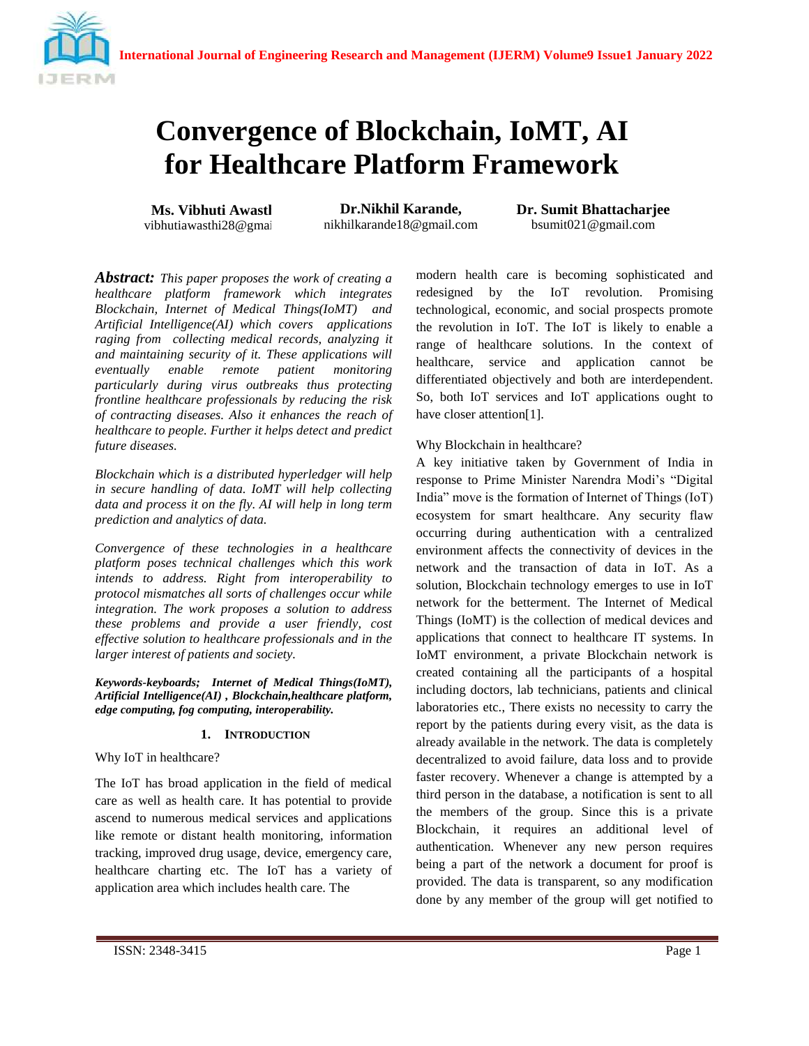# Convergence of Blockchain, IoMT, AI for Healthcare Platform Framework

**Ms. Vibhuti Awastl**
vibhutiawasthi28@gmai

**Dr.Nikhil Karande,**
nikhilkarande18@gmail.com

**Dr. Sumit Bhattacharjee**
bsumit021@gmail.com

***Abstract:*** *This paper proposes the work of creating a healthcare platform framework which integrates Blockchain, Internet of Medical Things(IoMT) and Artificial Intelligence(AI) which covers applications raging from collecting medical records, analyzing it and maintaining security of it. These applications will eventually enable remote patient monitoring particularly during virus outbreaks thus protecting frontline healthcare professionals by reducing the risk of contracting diseases. Also it enhances the reach of healthcare to people. Further it helps detect and predict future diseases.*

*Blockchain which is a distributed hyperledger will help in secure handling of data. IoMT will help collecting data and process it on the fly. AI will help in long term prediction and analytics of data.*

*Convergence of these technologies in a healthcare platform poses technical challenges which this work intends to address. Right from interoperability to protocol mismatches all sorts of challenges occur while integration. The work proposes a solution to address these problems and provide a user friendly, cost effective solution to healthcare professionals and in the larger interest of patients and society.*

***Keywords-keyboards; Internet of Medical Things(IoMT), Artificial Intelligence(AI) , Blockchain,healthcare platform, edge computing, fog computing, interoperability.***

## 1. Introduction

Why IoT in healthcare?

The IoT has broad application in the field of medical care as well as health care. It has potential to provide ascend to numerous medical services and applications like remote or distant health monitoring, information tracking, improved drug usage, device, emergency care, healthcare charting etc. The IoT has a variety of application area which includes health care. The modern health care is becoming sophisticated and redesigned by the IoT revolution. Promising technological, economic, and social prospects promote the revolution in IoT. The IoT is likely to enable a range of healthcare solutions. In the context of healthcare, service and application cannot be differentiated objectively and both are interdependent. So, both IoT services and IoT applications ought to have closer attention[1].

Why Blockchain in healthcare?

A key initiative taken by Government of India in response to Prime Minister Narendra Modi's "Digital India" move is the formation of Internet of Things (IoT) ecosystem for smart healthcare. Any security flaw occurring during authentication with a centralized environment affects the connectivity of devices in the network and the transaction of data in IoT. As a solution, Blockchain technology emerges to use in IoT network for the betterment. The Internet of Medical Things (IoMT) is the collection of medical devices and applications that connect to healthcare IT systems. In IoMT environment, a private Blockchain network is created containing all the participants of a hospital including doctors, lab technicians, patients and clinical laboratories etc., There exists no necessity to carry the report by the patients during every visit, as the data is already available in the network. The data is completely decentralized to avoid failure, data loss and to provide faster recovery. Whenever a change is attempted by a third person in the database, a notification is sent to all the members of the group. Since this is a private Blockchain, it requires an additional level of authentication. Whenever any new person requires being a part of the network a document for proof is provided. The data is transparent, so any modification done by any member of the group will get notified to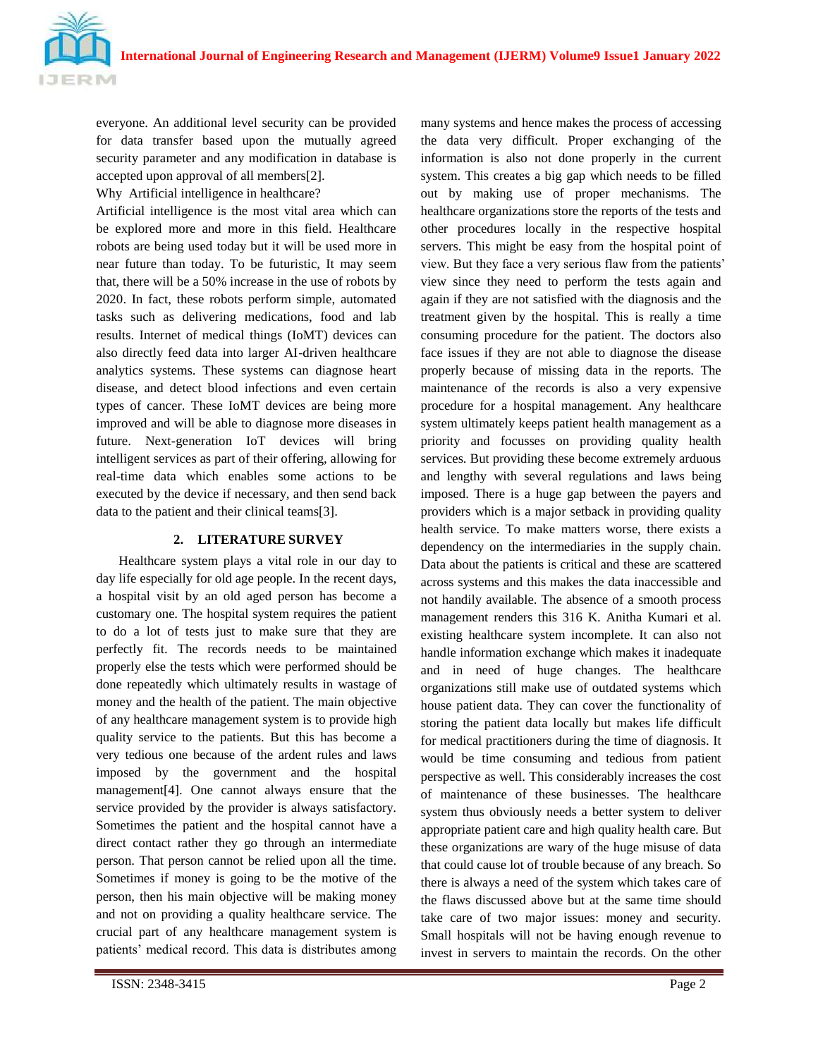everyone. An additional level security can be provided for data transfer based upon the mutually agreed security parameter and any modification in database is accepted upon approval of all members[2].

Why Artificial intelligence in healthcare?

Artificial intelligence is the most vital area which can be explored more and more in this field. Healthcare robots are being used today but it will be used more in near future than today. To be futuristic, It may seem that, there will be a 50% increase in the use of robots by 2020. In fact, these robots perform simple, automated tasks such as delivering medications, food and lab results. Internet of medical things (IoMT) devices can also directly feed data into larger AI-driven healthcare analytics systems. These systems can diagnose heart disease, and detect blood infections and even certain types of cancer. These IoMT devices are being more improved and will be able to diagnose more diseases in future. Next-generation IoT devices will bring intelligent services as part of their offering, allowing for real-time data which enables some actions to be executed by the device if necessary, and then send back data to the patient and their clinical teams[3].

## 2. LITERATURE SURVEY

Healthcare system plays a vital role in our day to day life especially for old age people. In the recent days, a hospital visit by an old aged person has become a customary one. The hospital system requires the patient to do a lot of tests just to make sure that they are perfectly fit. The records needs to be maintained properly else the tests which were performed should be done repeatedly which ultimately results in wastage of money and the health of the patient. The main objective of any healthcare management system is to provide high quality service to the patients. But this has become a very tedious one because of the ardent rules and laws imposed by the government and the hospital management[4]. One cannot always ensure that the service provided by the provider is always satisfactory. Sometimes the patient and the hospital cannot have a direct contact rather they go through an intermediate person. That person cannot be relied upon all the time. Sometimes if money is going to be the motive of the person, then his main objective will be making money and not on providing a quality healthcare service. The crucial part of any healthcare management system is patients' medical record. This data is distributes among many systems and hence makes the process of accessing the data very difficult. Proper exchanging of the information is also not done properly in the current system. This creates a big gap which needs to be filled out by making use of proper mechanisms. The healthcare organizations store the reports of the tests and other procedures locally in the respective hospital servers. This might be easy from the hospital point of view. But they face a very serious flaw from the patients' view since they need to perform the tests again and again if they are not satisfied with the diagnosis and the treatment given by the hospital. This is really a time consuming procedure for the patient. The doctors also face issues if they are not able to diagnose the disease properly because of missing data in the reports. The maintenance of the records is also a very expensive procedure for a hospital management. Any healthcare system ultimately keeps patient health management as a priority and focusses on providing quality health services. But providing these become extremely arduous and lengthy with several regulations and laws being imposed. There is a huge gap between the payers and providers which is a major setback in providing quality health service. To make matters worse, there exists a dependency on the intermediaries in the supply chain. Data about the patients is critical and these are scattered across systems and this makes the data inaccessible and not handily available. The absence of a smooth process management renders this 316 K. Anitha Kumari et al. existing healthcare system incomplete. It can also not handle information exchange which makes it inadequate and in need of huge changes. The healthcare organizations still make use of outdated systems which house patient data. They can cover the functionality of storing the patient data locally but makes life difficult for medical practitioners during the time of diagnosis. It would be time consuming and tedious from patient perspective as well. This considerably increases the cost of maintenance of these businesses. The healthcare system thus obviously needs a better system to deliver appropriate patient care and high quality health care. But these organizations are wary of the huge misuse of data that could cause lot of trouble because of any breach. So there is always a need of the system which takes care of the flaws discussed above but at the same time should take care of two major issues: money and security. Small hospitals will not be having enough revenue to invest in servers to maintain the records. On the other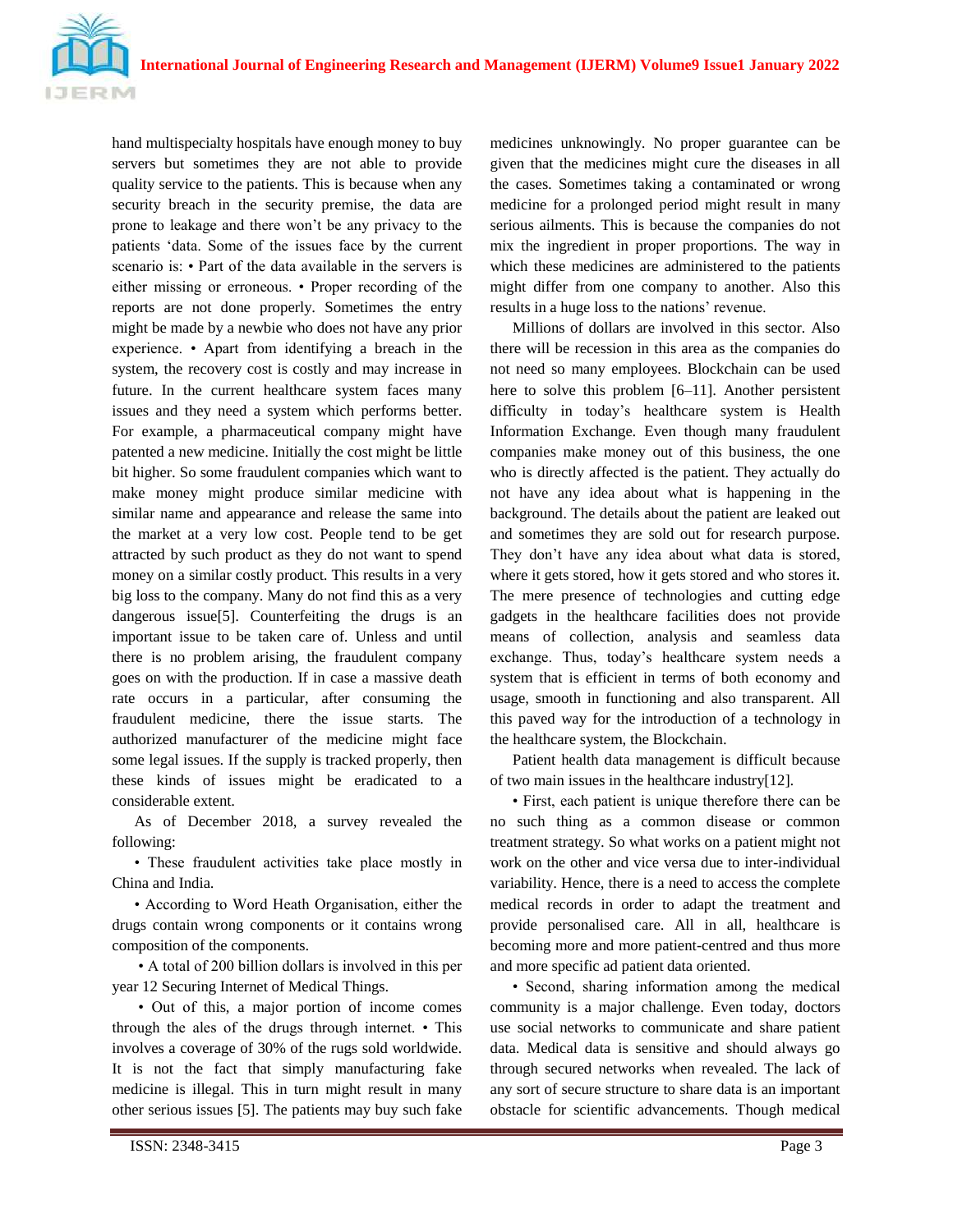hand multispecialty hospitals have enough money to buy servers but sometimes they are not able to provide quality service to the patients. This is because when any security breach in the security premise, the data are prone to leakage and there won't be any privacy to the patients 'data. Some of the issues face by the current scenario is: • Part of the data available in the servers is either missing or erroneous. • Proper recording of the reports are not done properly. Sometimes the entry might be made by a newbie who does not have any prior experience. • Apart from identifying a breach in the system, the recovery cost is costly and may increase in future. In the current healthcare system faces many issues and they need a system which performs better. For example, a pharmaceutical company might have patented a new medicine. Initially the cost might be little bit higher. So some fraudulent companies which want to make money might produce similar medicine with similar name and appearance and release the same into the market at a very low cost. People tend to be get attracted by such product as they do not want to spend money on a similar costly product. This results in a very big loss to the company. Many do not find this as a very dangerous issue[5]. Counterfeiting the drugs is an important issue to be taken care of. Unless and until there is no problem arising, the fraudulent company goes on with the production. If in case a massive death rate occurs in a particular, after consuming the fraudulent medicine, there the issue starts. The authorized manufacturer of the medicine might face some legal issues. If the supply is tracked properly, then these kinds of issues might be eradicated to a considerable extent.

As of December 2018, a survey revealed the following:

• These fraudulent activities take place mostly in China and India.

• According to Word Heath Organisation, either the drugs contain wrong components or it contains wrong composition of the components.

• A total of 200 billion dollars is involved in this per year 12 Securing Internet of Medical Things.

• Out of this, a major portion of income comes through the ales of the drugs through internet. • This involves a coverage of 30% of the rugs sold worldwide. It is not the fact that simply manufacturing fake medicine is illegal. This in turn might result in many other serious issues [5]. The patients may buy such fake medicines unknowingly. No proper guarantee can be given that the medicines might cure the diseases in all the cases. Sometimes taking a contaminated or wrong medicine for a prolonged period might result in many serious ailments. This is because the companies do not mix the ingredient in proper proportions. The way in which these medicines are administered to the patients might differ from one company to another. Also this results in a huge loss to the nations' revenue.

Millions of dollars are involved in this sector. Also there will be recession in this area as the companies do not need so many employees. Blockchain can be used here to solve this problem [6–11]. Another persistent difficulty in today's healthcare system is Health Information Exchange. Even though many fraudulent companies make money out of this business, the one who is directly affected is the patient. They actually do not have any idea about what is happening in the background. The details about the patient are leaked out and sometimes they are sold out for research purpose. They don't have any idea about what data is stored, where it gets stored, how it gets stored and who stores it. The mere presence of technologies and cutting edge gadgets in the healthcare facilities does not provide means of collection, analysis and seamless data exchange. Thus, today's healthcare system needs a system that is efficient in terms of both economy and usage, smooth in functioning and also transparent. All this paved way for the introduction of a technology in the healthcare system, the Blockchain.

Patient health data management is difficult because of two main issues in the healthcare industry[12].

• First, each patient is unique therefore there can be no such thing as a common disease or common treatment strategy. So what works on a patient might not work on the other and vice versa due to inter-individual variability. Hence, there is a need to access the complete medical records in order to adapt the treatment and provide personalised care. All in all, healthcare is becoming more and more patient-centred and thus more and more specific ad patient data oriented.

• Second, sharing information among the medical community is a major challenge. Even today, doctors use social networks to communicate and share patient data. Medical data is sensitive and should always go through secured networks when revealed. The lack of any sort of secure structure to share data is an important obstacle for scientific advancements. Though medical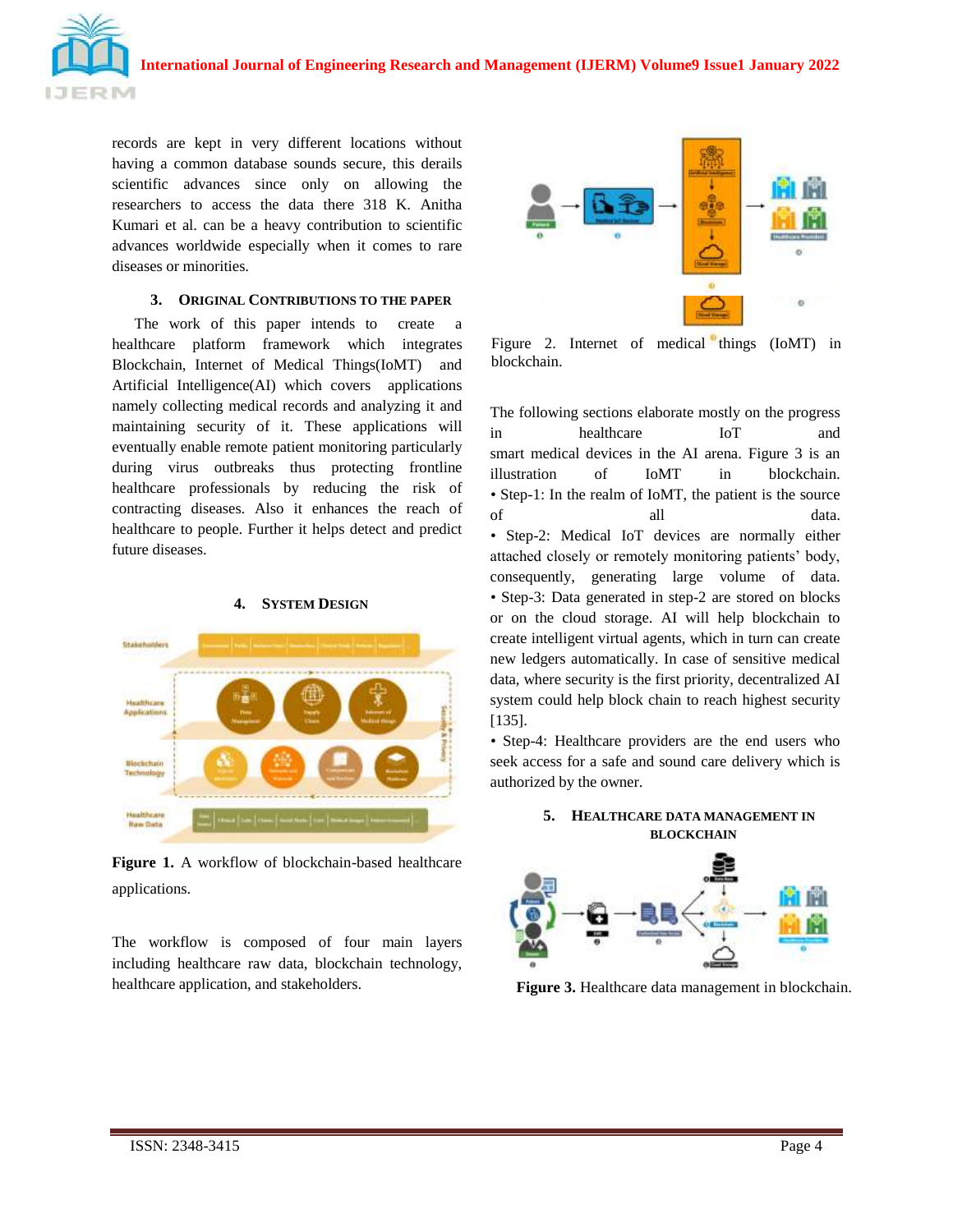records are kept in very different locations without having a common database sounds secure, this derails scientific advances since only on allowing the researchers to access the data there 318 K. Anitha Kumari et al. can be a heavy contribution to scientific advances worldwide especially when it comes to rare diseases or minorities.

## 3. ORIGINAL CONTRIBUTIONS TO THE PAPER

The work of this paper intends to create a healthcare platform framework which integrates Blockchain, Internet of Medical Things(IoMT) and Artificial Intelligence(AI) which covers applications namely collecting medical records and analyzing it and maintaining security of it. These applications will eventually enable remote patient monitoring particularly during virus outbreaks thus protecting frontline healthcare professionals by reducing the risk of contracting diseases. Also it enhances the reach of healthcare to people. Further it helps detect and predict future diseases.

## 4. SYSTEM DESIGN

**Figure 1.** A workflow of blockchain-based healthcare applications.

The workflow is composed of four main layers including healthcare raw data, blockchain technology, healthcare application, and stakeholders.

Figure 2. Internet of medical things (IoMT) in blockchain.

The following sections elaborate mostly on the progress in healthcare IoT and smart medical devices in the AI arena. Figure 3 is an illustration of IoMT in blockchain.

- Step-1: In the realm of IoMT, the patient is the source of all data.
- Step-2: Medical IoT devices are normally either attached closely or remotely monitoring patients' body, consequently, generating large volume of data.
- Step-3: Data generated in step-2 are stored on blocks or on the cloud storage. AI will help blockchain to create intelligent virtual agents, which in turn can create new ledgers automatically. In case of sensitive medical data, where security is the first priority, decentralized AI system could help block chain to reach highest security [135].
- Step-4: Healthcare providers are the end users who seek access for a safe and sound care delivery which is authorized by the owner.

## 5. HEALTHCARE DATA MANAGEMENT IN BLOCKCHAIN

**Figure 3.** Healthcare data management in blockchain.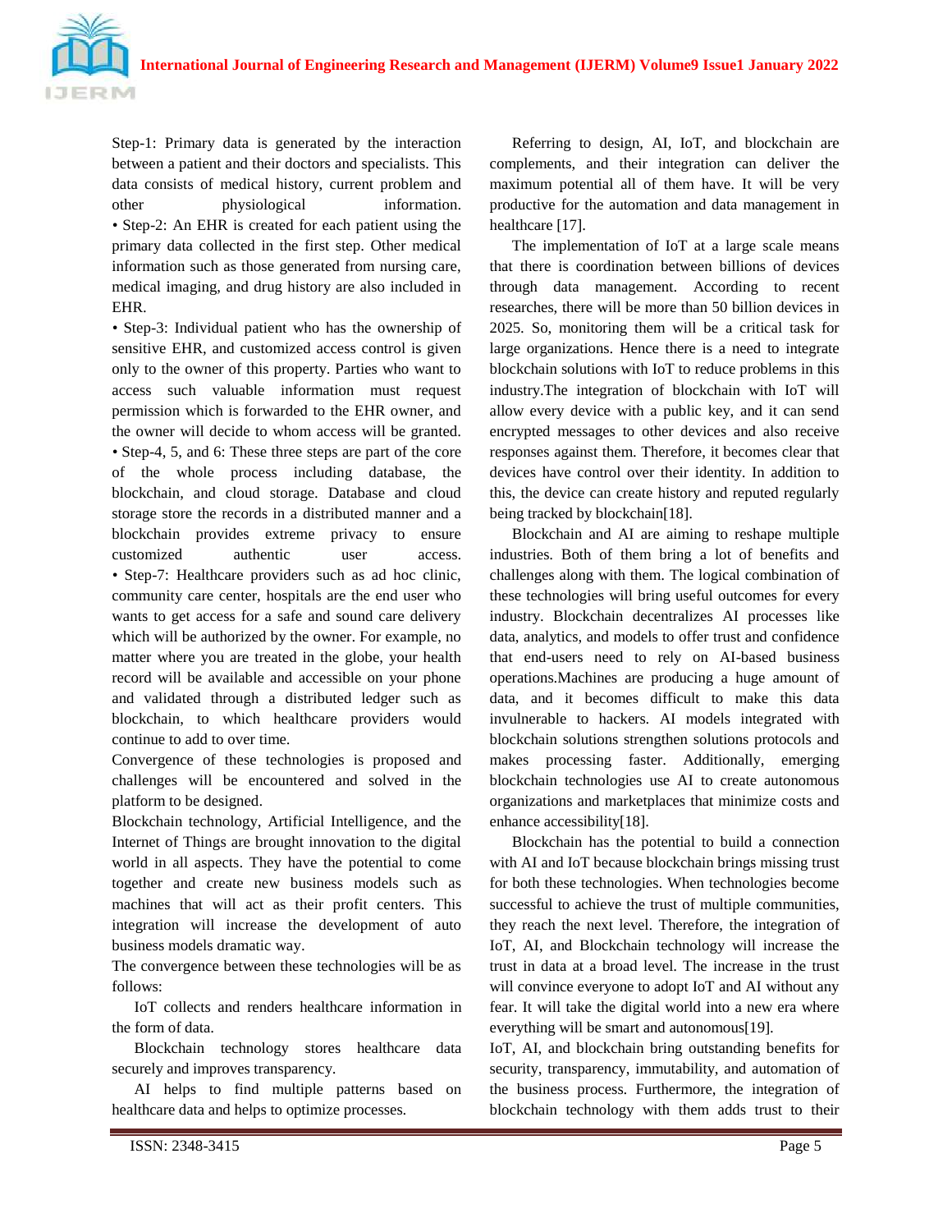Step-1: Primary data is generated by the interaction between a patient and their doctors and specialists. This data consists of medical history, current problem and other physiological information.

• Step-2: An EHR is created for each patient using the primary data collected in the first step. Other medical information such as those generated from nursing care, medical imaging, and drug history are also included in EHR.

• Step-3: Individual patient who has the ownership of sensitive EHR, and customized access control is given only to the owner of this property. Parties who want to access such valuable information must request permission which is forwarded to the EHR owner, and the owner will decide to whom access will be granted.

• Step-4, 5, and 6: These three steps are part of the core of the whole process including database, the blockchain, and cloud storage. Database and cloud storage store the records in a distributed manner and a blockchain provides extreme privacy to ensure customized authentic user access.

• Step-7: Healthcare providers such as ad hoc clinic, community care center, hospitals are the end user who wants to get access for a safe and sound care delivery which will be authorized by the owner. For example, no matter where you are treated in the globe, your health record will be available and accessible on your phone and validated through a distributed ledger such as blockchain, to which healthcare providers would continue to add to over time.

Convergence of these technologies is proposed and challenges will be encountered and solved in the platform to be designed.

Blockchain technology, Artificial Intelligence, and the Internet of Things are brought innovation to the digital world in all aspects. They have the potential to come together and create new business models such as machines that will act as their profit centers. This integration will increase the development of auto business models dramatic way.

The convergence between these technologies will be as follows:

IoT collects and renders healthcare information in the form of data.

Blockchain technology stores healthcare data securely and improves transparency.

AI helps to find multiple patterns based on healthcare data and helps to optimize processes.

Referring to design, AI, IoT, and blockchain are complements, and their integration can deliver the maximum potential all of them have. It will be very productive for the automation and data management in healthcare [17].

The implementation of IoT at a large scale means that there is coordination between billions of devices through data management. According to recent researches, there will be more than 50 billion devices in 2025. So, monitoring them will be a critical task for large organizations. Hence there is a need to integrate blockchain solutions with IoT to reduce problems in this industry.The integration of blockchain with IoT will allow every device with a public key, and it can send encrypted messages to other devices and also receive responses against them. Therefore, it becomes clear that devices have control over their identity. In addition to this, the device can create history and reputed regularly being tracked by blockchain[18].

Blockchain and AI are aiming to reshape multiple industries. Both of them bring a lot of benefits and challenges along with them. The logical combination of these technologies will bring useful outcomes for every industry. Blockchain decentralizes AI processes like data, analytics, and models to offer trust and confidence that end-users need to rely on AI-based business operations.Machines are producing a huge amount of data, and it becomes difficult to make this data invulnerable to hackers. AI models integrated with blockchain solutions strengthen solutions protocols and makes processing faster. Additionally, emerging blockchain technologies use AI to create autonomous organizations and marketplaces that minimize costs and enhance accessibility[18].

Blockchain has the potential to build a connection with AI and IoT because blockchain brings missing trust for both these technologies. When technologies become successful to achieve the trust of multiple communities, they reach the next level. Therefore, the integration of IoT, AI, and Blockchain technology will increase the trust in data at a broad level. The increase in the trust will convince everyone to adopt IoT and AI without any fear. It will take the digital world into a new era where everything will be smart and autonomous[19].

IoT, AI, and blockchain bring outstanding benefits for security, transparency, immutability, and automation of the business process. Furthermore, the integration of blockchain technology with them adds trust to their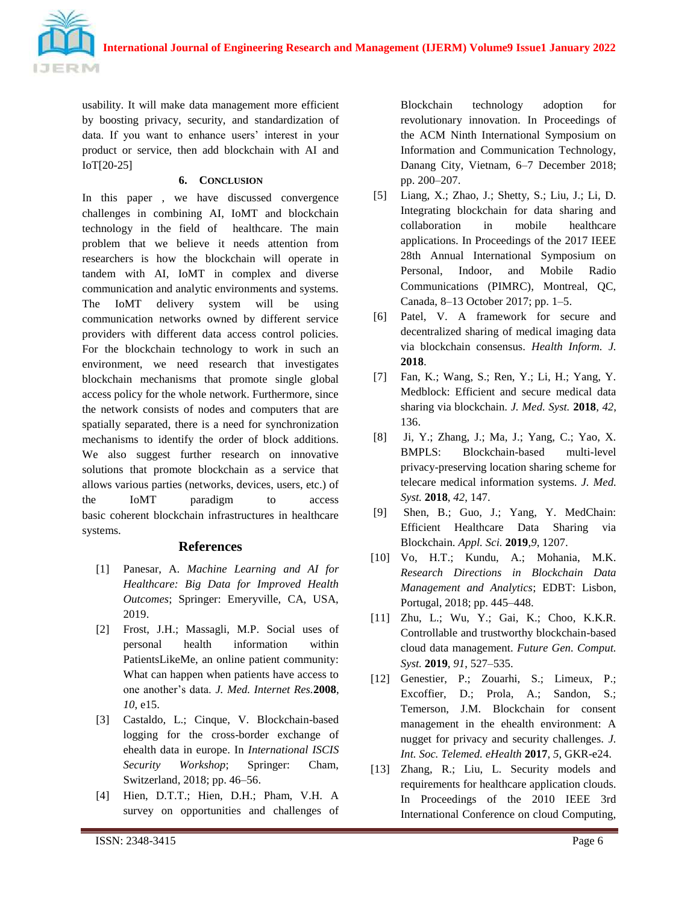usability. It will make data management more efficient by boosting privacy, security, and standardization of data. If you want to enhance users' interest in your product or service, then add blockchain with AI and IoT[20-25]

## 6. Conclusion

In this paper , we have discussed convergence challenges in combining AI, IoMT and blockchain technology in the field of healthcare. The main problem that we believe it needs attention from researchers is how the blockchain will operate in tandem with AI, IoMT in complex and diverse communication and analytic environments and systems. The IoMT delivery system will be using communication networks owned by different service providers with different data access control policies. For the blockchain technology to work in such an environment, we need research that investigates blockchain mechanisms that promote single global access policy for the whole network. Furthermore, since the network consists of nodes and computers that are spatially separated, there is a need for synchronization mechanisms to identify the order of block additions. We also suggest further research on innovative solutions that promote blockchain as a service that allows various parties (networks, devices, users, etc.) of the IoMT paradigm to access basic coherent blockchain infrastructures in healthcare systems.

## References

[1] Panesar, A. *Machine Learning and AI for Healthcare: Big Data for Improved Health Outcomes*; Springer: Emeryville, CA, USA, 2019.

[2] Frost, J.H.; Massagli, M.P. Social uses of personal health information within PatientsLikeMe, an online patient community: What can happen when patients have access to one another's data. *J. Med. Internet Res.* **2008**, *10*, e15.

[3] Castaldo, L.; Cinque, V. Blockchain-based logging for the cross-border exchange of ehealth data in europe. In *International ISCIS Security Workshop*; Springer: Cham, Switzerland, 2018; pp. 46–56.

[4] Hien, D.T.T.; Hien, D.H.; Pham, V.H. A survey on opportunities and challenges of Blockchain technology adoption for revolutionary innovation. In Proceedings of the ACM Ninth International Symposium on Information and Communication Technology, Danang City, Vietnam, 6–7 December 2018; pp. 200–207.

[5] Liang, X.; Zhao, J.; Shetty, S.; Liu, J.; Li, D. Integrating blockchain for data sharing and collaboration in mobile healthcare applications. In Proceedings of the 2017 IEEE 28th Annual International Symposium on Personal, Indoor, and Mobile Radio Communications (PIMRC), Montreal, QC, Canada, 8–13 October 2017; pp. 1–5.

[6] Patel, V. A framework for secure and decentralized sharing of medical imaging data via blockchain consensus. *Health Inform. J.* **2018**.

[7] Fan, K.; Wang, S.; Ren, Y.; Li, H.; Yang, Y. Medblock: Efficient and secure medical data sharing via blockchain. *J. Med. Syst.* **2018**, *42*, 136.

[8] Ji, Y.; Zhang, J.; Ma, J.; Yang, C.; Yao, X. BMPLS: Blockchain-based multi-level privacy-preserving location sharing scheme for telecare medical information systems. *J. Med. Syst.* **2018**, *42*, 147.

[9] Shen, B.; Guo, J.; Yang, Y. MedChain: Efficient Healthcare Data Sharing via Blockchain. *Appl. Sci.* **2019**, *9*, 1207.

[10] Vo, H.T.; Kundu, A.; Mohania, M.K. *Research Directions in Blockchain Data Management and Analytics*; EDBT: Lisbon, Portugal, 2018; pp. 445–448.

[11] Zhu, L.; Wu, Y.; Gai, K.; Choo, K.K.R. Controllable and trustworthy blockchain-based cloud data management. *Future Gen. Comput. Syst.* **2019**, *91*, 527–535.

[12] Genestier, P.; Zouarhi, S.; Limeux, P.; Excoffier, D.; Prola, A.; Sandon, S.; Temerson, J.M. Blockchain for consent management in the ehealth environment: A nugget for privacy and security challenges. *J. Int. Soc. Telemed. eHealth* **2017**, *5*, GKR-e24.

[13] Zhang, R.; Liu, L. Security models and requirements for healthcare application clouds. In Proceedings of the 2010 IEEE 3rd International Conference on cloud Computing,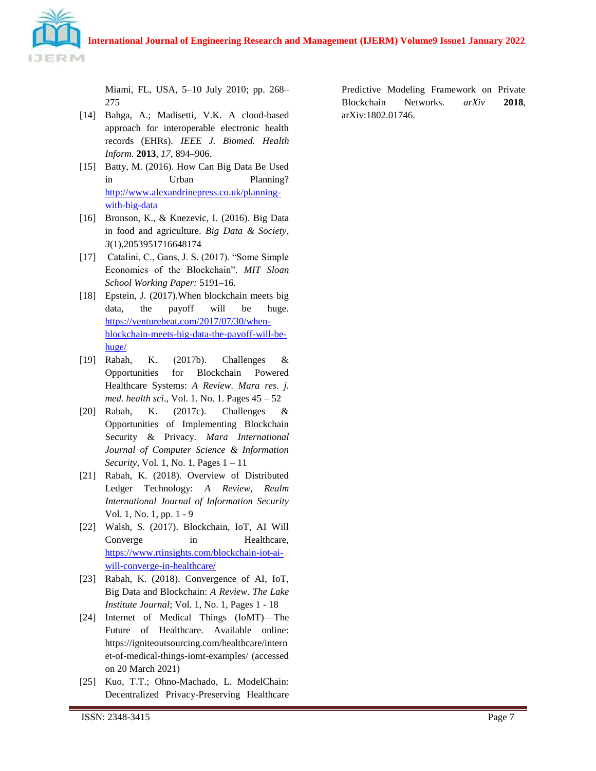Miami, FL, USA, 5–10 July 2010; pp. 268–275

[14] Bahga, A.; Madisetti, V.K. A cloud-based approach for interoperable electronic health records (EHRs). *IEEE J. Biomed. Health Inform.* **2013**, *17*, 894–906.

[15] Batty, M. (2016). How Can Big Data Be Used in Urban Planning? http://www.alexandrinepress.co.uk/planning-with-big-data

[16] Bronson, K., & Knezevic, I. (2016). Big Data in food and agriculture. *Big Data & Society*, *3*(1),2053951716648174

[17] Catalini, C., Gans, J. S. (2017). "Some Simple Economics of the Blockchain". *MIT Sloan School Working Paper:* 5191–16.

[18] Epstein, J. (2017).When blockchain meets big data, the payoff will be huge. https://venturebeat.com/2017/07/30/when-blockchain-meets-big-data-the-payoff-will-be-huge/

[19] Rabah, K. (2017b). Challenges & Opportunities for Blockchain Powered Healthcare Systems: *A Review*. *Mara res. j. med. health sci*., Vol. 1. No. 1. Pages 45 – 52

[20] Rabah, K. (2017c). Challenges & Opportunities of Implementing Blockchain Security & Privacy. *Mara International Journal of Computer Science & Information Security*, Vol. 1, No. 1, Pages 1 – 11

[21] Rabah, K. (2018). Overview of Distributed Ledger Technology: *A Review*, *Realm International Journal of Information Security* Vol. 1, No. 1, pp. 1 - 9

[22] Walsh, S. (2017). Blockchain, IoT, AI Will Converge in Healthcare, https://www.rtinsights.com/blockchain-iot-ai-will-converge-in-healthcare/

[23] Rabah, K. (2018). Convergence of AI, IoT, Big Data and Blockchain: *A Review*. *The Lake Institute Journal*; Vol. 1, No. 1, Pages 1 - 18

[24] Internet of Medical Things (IoMT)—The Future of Healthcare. Available online: https://igniteoutsourcing.com/healthcare/internet-of-medical-things-iomt-examples/ (accessed on 20 March 2021)

[25] Kuo, T.T.; Ohno-Machado, L. ModelChain: Decentralized Privacy-Preserving Healthcare Predictive Modeling Framework on Private Blockchain Networks. *arXiv* **2018**, arXiv:1802.01746.